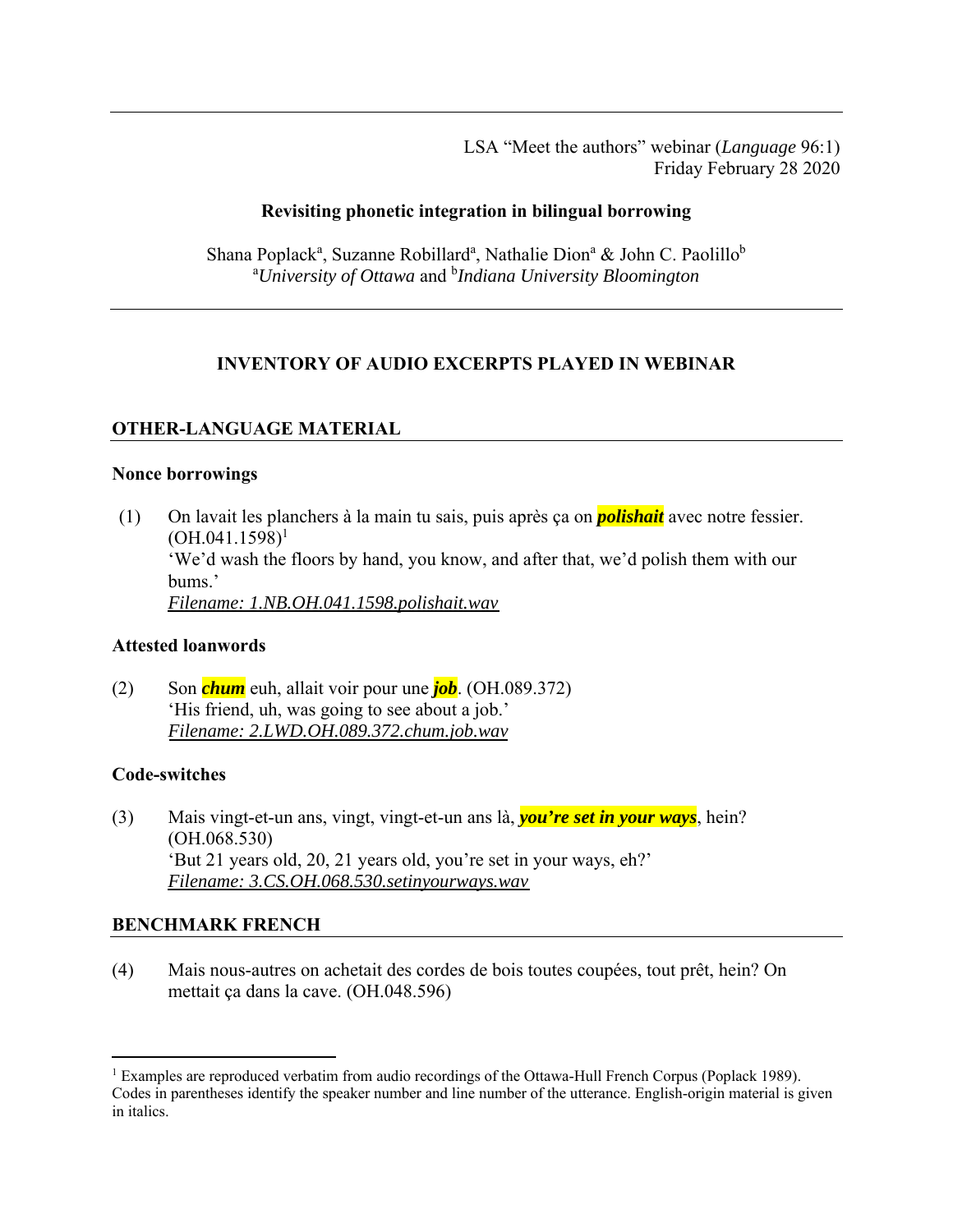LSA "Meet the authors" webinar (*Language* 96:1)
Friday February 28 2020

**Revisiting phonetic integration in bilingual borrowing**

Shana Poplack[a], Suzanne Robillard[a], Nathalie Dion[a] & John C. Paolillo[b]
[a]*University of Ottawa* and [b]*Indiana University Bloomington*

## INVENTORY OF AUDIO EXCERPTS PLAYED IN WEBINAR

## OTHER-LANGUAGE MATERIAL

### Nonce borrowings

(1) On lavait les planchers à la main tu sais, puis après ça on ***polishait*** avec notre fessier. (OH.041.1598)[1]
'We'd wash the floors by hand, you know, and after that, we'd polish them with our bums.'
*Filename: 1.NB.OH.041.1598.polishait.wav*

### Attested loanwords

(2) Son ***chum*** euh, allait voir pour une ***job***. (OH.089.372)
'His friend, uh, was going to see about a job.'
*Filename: 2.LWD.OH.089.372.chum.job.wav*

### Code-switches

(3) Mais vingt-et-un ans, vingt, vingt-et-un ans là, ***you're set in your ways***, hein? (OH.068.530)
'But 21 years old, 20, 21 years old, you're set in your ways, eh?'
*Filename: 3.CS.OH.068.530.setinyourways.wav*

## BENCHMARK FRENCH

(4) Mais nous-autres on achetait des cordes de bois toutes coupées, tout prêt, hein? On mettait ça dans la cave. (OH.048.596)

[1] Examples are reproduced verbatim from audio recordings of the Ottawa-Hull French Corpus (Poplack 1989). Codes in parentheses identify the speaker number and line number of the utterance. English-origin material is given in italics.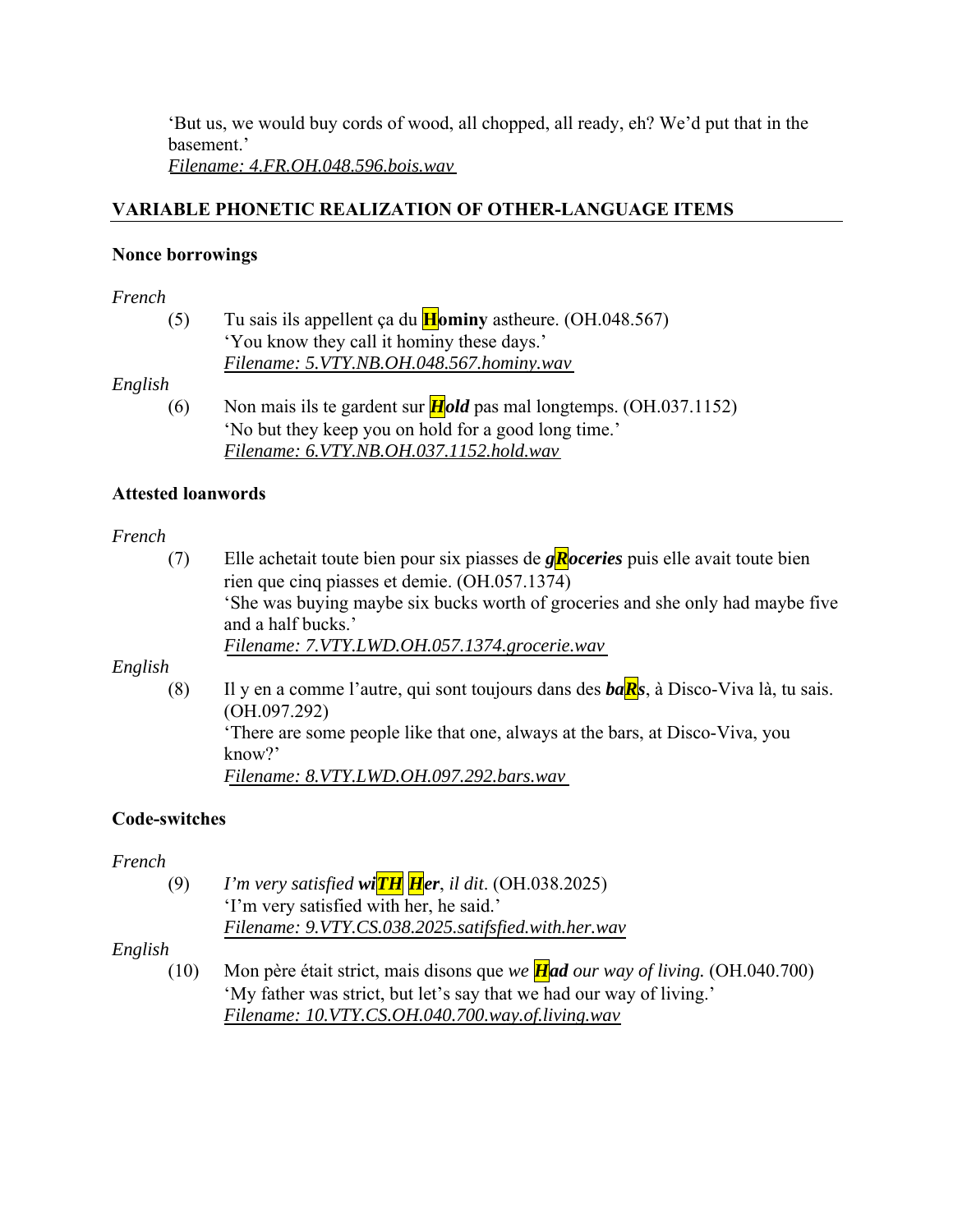‘But us, we would buy cords of wood, all chopped, all ready, eh? We’d put that in the basement.’
*Filename: 4.FR.OH.048.596.bois.wav*

## VARIABLE PHONETIC REALIZATION OF OTHER-LANGUAGE ITEMS

### Nonce borrowings

*French*

(5) Tu sais ils appellent ça du **Hominy** astheure. (OH.048.567)
‘You know they call it hominy these days.’
*Filename: 5.VTY.NB.OH.048.567.hominy.wav*

*English*

(6) Non mais ils te gardent sur ***Hold*** pas mal longtemps. (OH.037.1152)
‘No but they keep you on hold for a good long time.’
*Filename: 6.VTY.NB.OH.037.1152.hold.wav*

### Attested loanwords

*French*

(7) Elle achetait toute bien pour six piasses de ***gRoceries*** puis elle avait toute bien rien que cinq piasses et demie. (OH.057.1374)
‘She was buying maybe six bucks worth of groceries and she only had maybe five and a half bucks.’
*Filename: 7.VTY.LWD.OH.057.1374.grocerie.wav*

*English*

(8) Il y en a comme l’autre, qui sont toujours dans des ***baRs***, à Disco-Viva là, tu sais. (OH.097.292)
‘There are some people like that one, always at the bars, at Disco-Viva, you know?’
*Filename: 8.VTY.LWD.OH.097.292.bars.wav*

### Code-switches

*French*

(9) *I’m very satisfied* ***wiTH Her***, *il dit*. (OH.038.2025)
‘I’m very satisfied with her, he said.’
*Filename: 9.VTY.CS.038.2025.satifsfied.with.her.wav*

*English*

(10) Mon père était strict, mais disons que *we* ***Had*** *our way of living.* (OH.040.700)
‘My father was strict, but let’s say that we had our way of living.’
*Filename: 10.VTY.CS.OH.040.700.way.of.living.wav*